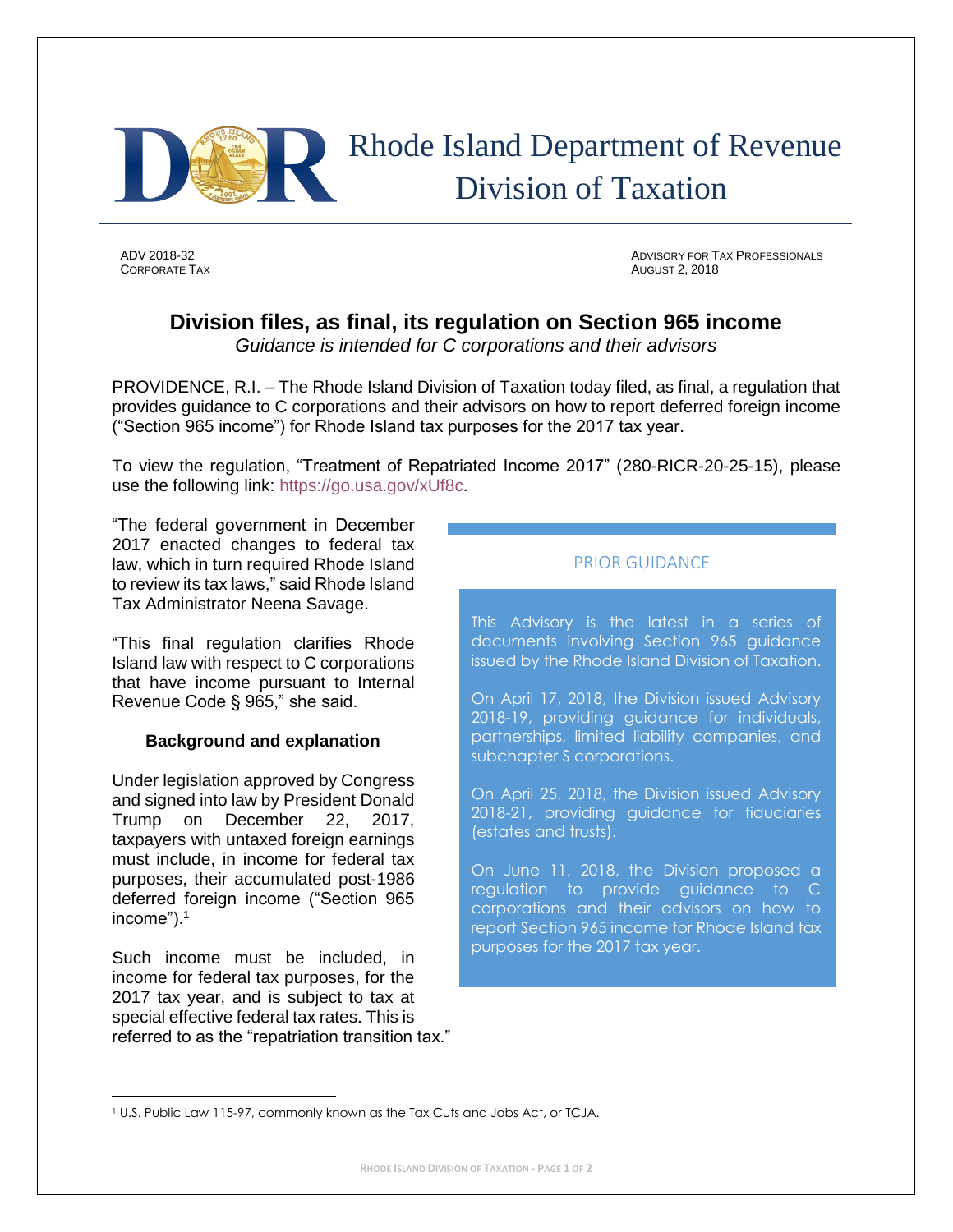# Rhode Island Department of Revenue
## Division of Taxation

ADV 2018-32
CORPORATE TAX

ADVISORY FOR TAX PROFESSIONALS
AUGUST 2, 2018

## Division files, as final, its regulation on Section 965 income

*Guidance is intended for C corporations and their advisors*

PROVIDENCE, R.I. – The Rhode Island Division of Taxation today filed, as final, a regulation that provides guidance to C corporations and their advisors on how to report deferred foreign income ("Section 965 income") for Rhode Island tax purposes for the 2017 tax year.

To view the regulation, "Treatment of Repatriated Income 2017" (280-RICR-20-25-15), please use the following link: https://go.usa.gov/xUf8c.

"The federal government in December 2017 enacted changes to federal tax law, which in turn required Rhode Island to review its tax laws," said Rhode Island Tax Administrator Neena Savage.

"This final regulation clarifies Rhode Island law with respect to C corporations that have income pursuant to Internal Revenue Code § 965," she said.

### Background and explanation

Under legislation approved by Congress and signed into law by President Donald Trump on December 22, 2017, taxpayers with untaxed foreign earnings must include, in income for federal tax purposes, their accumulated post-1986 deferred foreign income ("Section 965 income").[1]

Such income must be included, in income for federal tax purposes, for the 2017 tax year, and is subject to tax at special effective federal tax rates. This is referred to as the "repatriation transition tax."

### PRIOR GUIDANCE

This Advisory is the latest in a series of documents involving Section 965 guidance issued by the Rhode Island Division of Taxation.

On April 17, 2018, the Division issued Advisory 2018-19, providing guidance for individuals, partnerships, limited liability companies, and subchapter S corporations.

On April 25, 2018, the Division issued Advisory 2018-21, providing guidance for fiduciaries (estates and trusts).

On June 11, 2018, the Division proposed a regulation to provide guidance to C corporations and their advisors on how to report Section 965 income for Rhode Island tax purposes for the 2017 tax year.

[1] U.S. Public Law 115-97, commonly known as the Tax Cuts and Jobs Act, or TCJA.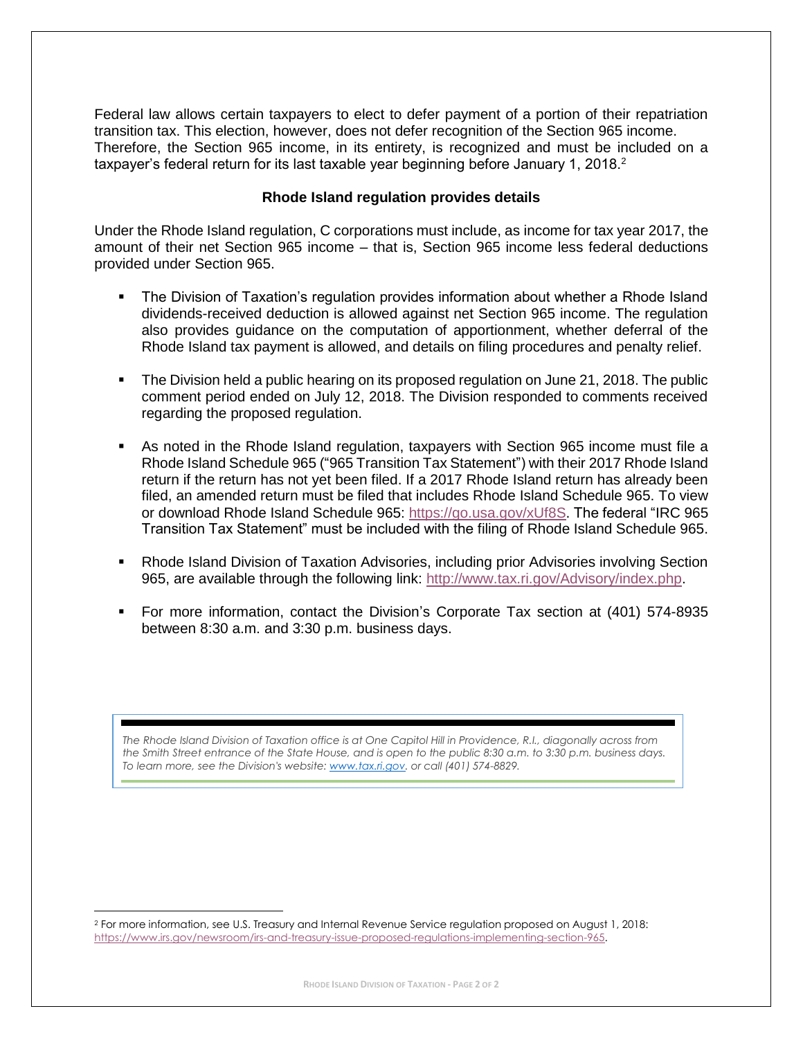Federal law allows certain taxpayers to elect to defer payment of a portion of their repatriation transition tax. This election, however, does not defer recognition of the Section 965 income. Therefore, the Section 965 income, in its entirety, is recognized and must be included on a taxpayer's federal return for its last taxable year beginning before January 1, 2018.[2]

## Rhode Island regulation provides details

Under the Rhode Island regulation, C corporations must include, as income for tax year 2017, the amount of their net Section 965 income – that is, Section 965 income less federal deductions provided under Section 965.

- The Division of Taxation's regulation provides information about whether a Rhode Island dividends-received deduction is allowed against net Section 965 income. The regulation also provides guidance on the computation of apportionment, whether deferral of the Rhode Island tax payment is allowed, and details on filing procedures and penalty relief.

- The Division held a public hearing on its proposed regulation on June 21, 2018. The public comment period ended on July 12, 2018. The Division responded to comments received regarding the proposed regulation.

- As noted in the Rhode Island regulation, taxpayers with Section 965 income must file a Rhode Island Schedule 965 ("965 Transition Tax Statement") with their 2017 Rhode Island return if the return has not yet been filed. If a 2017 Rhode Island return has already been filed, an amended return must be filed that includes Rhode Island Schedule 965. To view or download Rhode Island Schedule 965: https://go.usa.gov/xUf8S. The federal "IRC 965 Transition Tax Statement" must be included with the filing of Rhode Island Schedule 965.

- Rhode Island Division of Taxation Advisories, including prior Advisories involving Section 965, are available through the following link: http://www.tax.ri.gov/Advisory/index.php.

- For more information, contact the Division's Corporate Tax section at (401) 574-8935 between 8:30 a.m. and 3:30 p.m. business days.

*The Rhode Island Division of Taxation office is at One Capitol Hill in Providence, R.I., diagonally across from the Smith Street entrance of the State House, and is open to the public 8:30 a.m. to 3:30 p.m. business days. To learn more, see the Division's website: www.tax.ri.gov. or call (401) 574-8829.*

[2] For more information, see U.S. Treasury and Internal Revenue Service regulation proposed on August 1, 2018: https://www.irs.gov/newsroom/irs-and-treasury-issue-proposed-regulations-implementing-section-965.